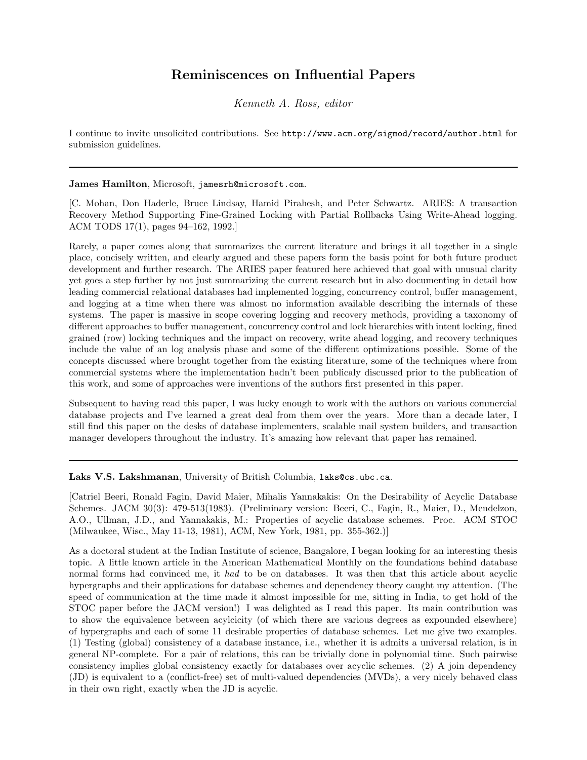# Reminiscences on Influential Papers

*Kenneth A. Ross, editor*

I continue to invite unsolicited contributions. See `http://www.acm.org/sigmod/record/author.html` for submission guidelines.

---

**James Hamilton**, Microsoft, `jamesrh@microsoft.com`.

[C. Mohan, Don Haderle, Bruce Lindsay, Hamid Pirahesh, and Peter Schwartz. ARIES: A transaction Recovery Method Supporting Fine-Grained Locking with Partial Rollbacks Using Write-Ahead logging. ACM TODS 17(1), pages 94–162, 1992.]

Rarely, a paper comes along that summarizes the current literature and brings it all together in a single place, concisely written, and clearly argued and these papers form the basis point for both future product development and further research. The ARIES paper featured here achieved that goal with unusual clarity yet goes a step further by not just summarizing the current research but in also documenting in detail how leading commercial relational databases had implemented logging, concurrency control, buffer management, and logging at a time when there was almost no information available describing the internals of these systems. The paper is massive in scope covering logging and recovery methods, providing a taxonomy of different approaches to buffer management, concurrency control and lock hierarchies with intent locking, fined grained (row) locking techniques and the impact on recovery, write ahead logging, and recovery techniques include the value of an log analysis phase and some of the different optimizations possible. Some of the concepts discussed where brought together from the existing literature, some of the techniques where from commercial systems where the implementation hadn't been publicaly discussed prior to the publication of this work, and some of approaches were inventions of the authors first presented in this paper.

Subsequent to having read this paper, I was lucky enough to work with the authors on various commercial database projects and I've learned a great deal from them over the years. More than a decade later, I still find this paper on the desks of database implementers, scalable mail system builders, and transaction manager developers throughout the industry. It's amazing how relevant that paper has remained.

---

**Laks V.S. Lakshmanan**, University of British Columbia, `laks@cs.ubc.ca`.

[Catriel Beeri, Ronald Fagin, David Maier, Mihalis Yannakakis: On the Desirability of Acyclic Database Schemes. JACM 30(3): 479-513(1983). (Preliminary version: Beeri, C., Fagin, R., Maier, D., Mendelzon, A.O., Ullman, J.D., and Yannakakis, M.: Properties of acyclic database schemes. Proc. ACM STOC (Milwaukee, Wisc., May 11-13, 1981), ACM, New York, 1981, pp. 355-362.)]

As a doctoral student at the Indian Institute of science, Bangalore, I began looking for an interesting thesis topic. A little known article in the American Mathematical Monthly on the foundations behind database normal forms had convinced me, it *had* to be on databases. It was then that this article about acyclic hypergraphs and their applications for database schemes and dependency theory caught my attention. (The speed of communication at the time made it almost impossible for me, sitting in India, to get hold of the STOC paper before the JACM version!) I was delighted as I read this paper. Its main contribution was to show the equivalence between acylcicity (of which there are various degrees as expounded elsewhere) of hypergraphs and each of some 11 desirable properties of database schemes. Let me give two examples. (1) Testing (global) consistency of a database instance, i.e., whether it is admits a universal relation, is in general NP-complete. For a pair of relations, this can be trivially done in polynomial time. Such pairwise consistency implies global consistency exactly for databases over acyclic schemes. (2) A join dependency (JD) is equivalent to a (conflict-free) set of multi-valued dependencies (MVDs), a very nicely behaved class in their own right, exactly when the JD is acyclic.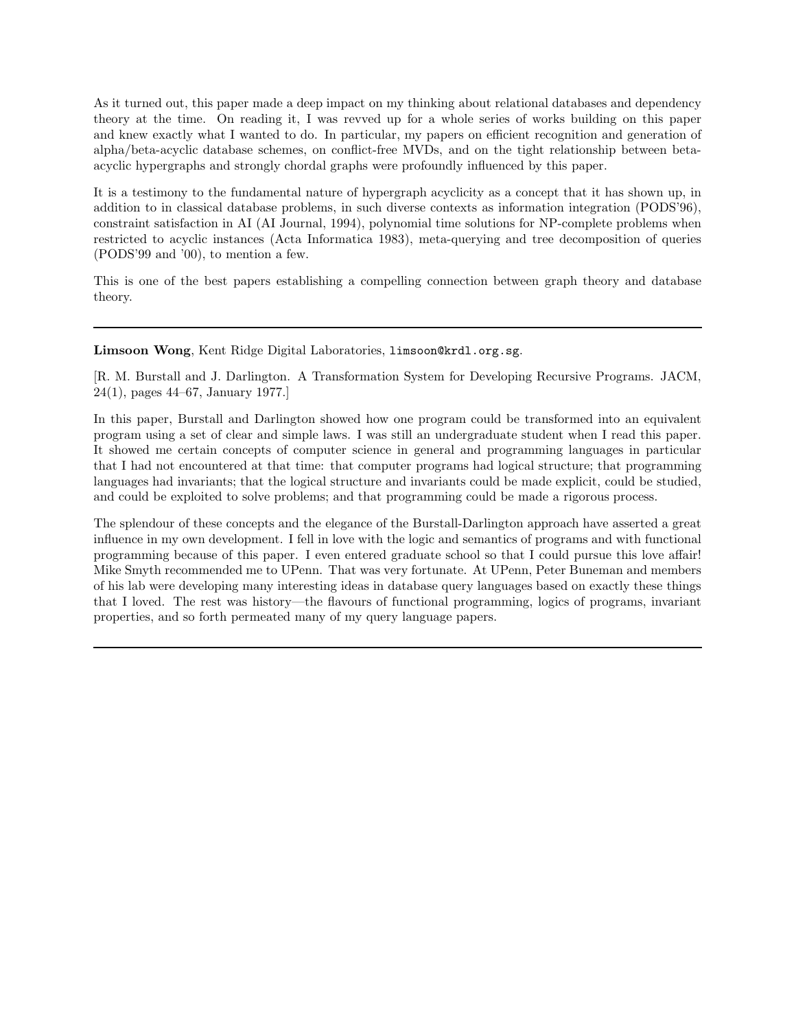As it turned out, this paper made a deep impact on my thinking about relational databases and dependency theory at the time. On reading it, I was revved up for a whole series of works building on this paper and knew exactly what I wanted to do. In particular, my papers on efficient recognition and generation of alpha/beta-acyclic database schemes, on conflict-free MVDs, and on the tight relationship between beta-acyclic hypergraphs and strongly chordal graphs were profoundly influenced by this paper.

It is a testimony to the fundamental nature of hypergraph acyclicity as a concept that it has shown up, in addition to in classical database problems, in such diverse contexts as information integration (PODS'96), constraint satisfaction in AI (AI Journal, 1994), polynomial time solutions for NP-complete problems when restricted to acyclic instances (Acta Informatica 1983), meta-querying and tree decomposition of queries (PODS'99 and '00), to mention a few.

This is one of the best papers establishing a compelling connection between graph theory and database theory.

---

**Limsoon Wong**, Kent Ridge Digital Laboratories, `limsoon@krdl.org.sg`.

[R. M. Burstall and J. Darlington. A Transformation System for Developing Recursive Programs. JACM, 24(1), pages 44–67, January 1977.]

In this paper, Burstall and Darlington showed how one program could be transformed into an equivalent program using a set of clear and simple laws. I was still an undergraduate student when I read this paper. It showed me certain concepts of computer science in general and programming languages in particular that I had not encountered at that time: that computer programs had logical structure; that programming languages had invariants; that the logical structure and invariants could be made explicit, could be studied, and could be exploited to solve problems; and that programming could be made a rigorous process.

The splendour of these concepts and the elegance of the Burstall-Darlington approach have asserted a great influence in my own development. I fell in love with the logic and semantics of programs and with functional programming because of this paper. I even entered graduate school so that I could pursue this love affair! Mike Smyth recommended me to UPenn. That was very fortunate. At UPenn, Peter Buneman and members of his lab were developing many interesting ideas in database query languages based on exactly these things that I loved. The rest was history—the flavours of functional programming, logics of programs, invariant properties, and so forth permeated many of my query language papers.

---